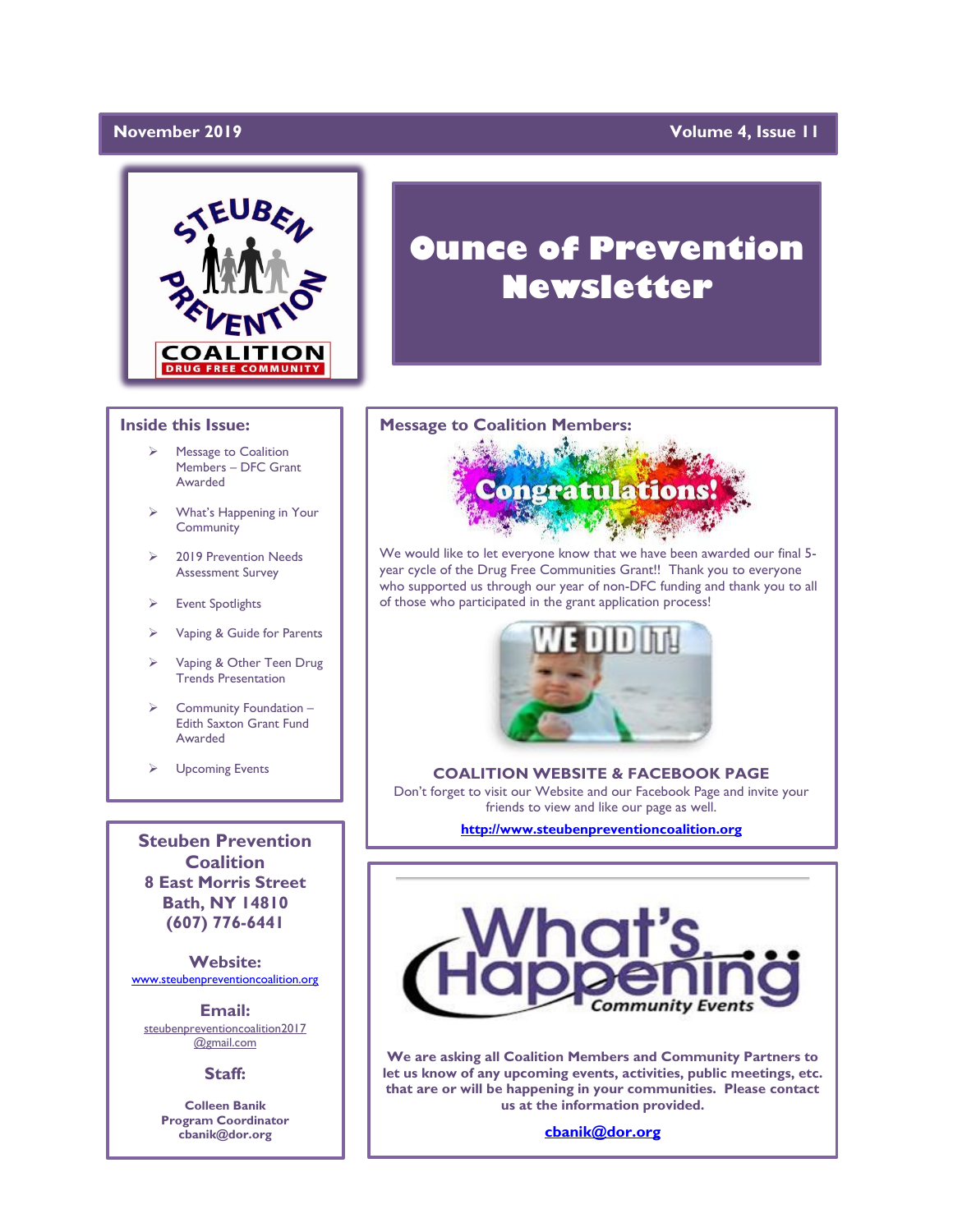November 2019 — Volume 4, Issue 11

# Ounce of Prevention Newsletter

## Inside this Issue:

- Message to Coalition Members – DFC Grant Awarded
- What's Happening in Your Community
- 2019 Prevention Needs Assessment Survey
- Event Spotlights
- Vaping & Guide for Parents
- Vaping & Other Teen Drug Trends Presentation
- Community Foundation – Edith Saxton Grant Fund Awarded
- Upcoming Events

**Steuben Prevention Coalition**
**8 East Morris Street**
**Bath, NY 14810**
**(607) 776-6441**

**Website:**
www.steubenpreventioncoalition.org

**Email:**
steubenpreventioncoalition2017@gmail.com

**Staff:**

**Colleen Banik**
**Program Coordinator**
**cbanik@dor.org**

## Message to Coalition Members:

We would like to let everyone know that we have been awarded our final 5-year cycle of the Drug Free Communities Grant!! Thank you to everyone who supported us through our year of non-DFC funding and thank you to all of those who participated in the grant application process!

**COALITION WEBSITE & FACEBOOK PAGE**

Don't forget to visit our Website and our Facebook Page and invite your friends to view and like our page as well.

**http://www.steubenpreventioncoalition.org**

## What's Happening — Community Events

**We are asking all Coalition Members and Community Partners to let us know of any upcoming events, activities, public meetings, etc. that are or will be happening in your communities. Please contact us at the information provided.**

**cbanik@dor.org**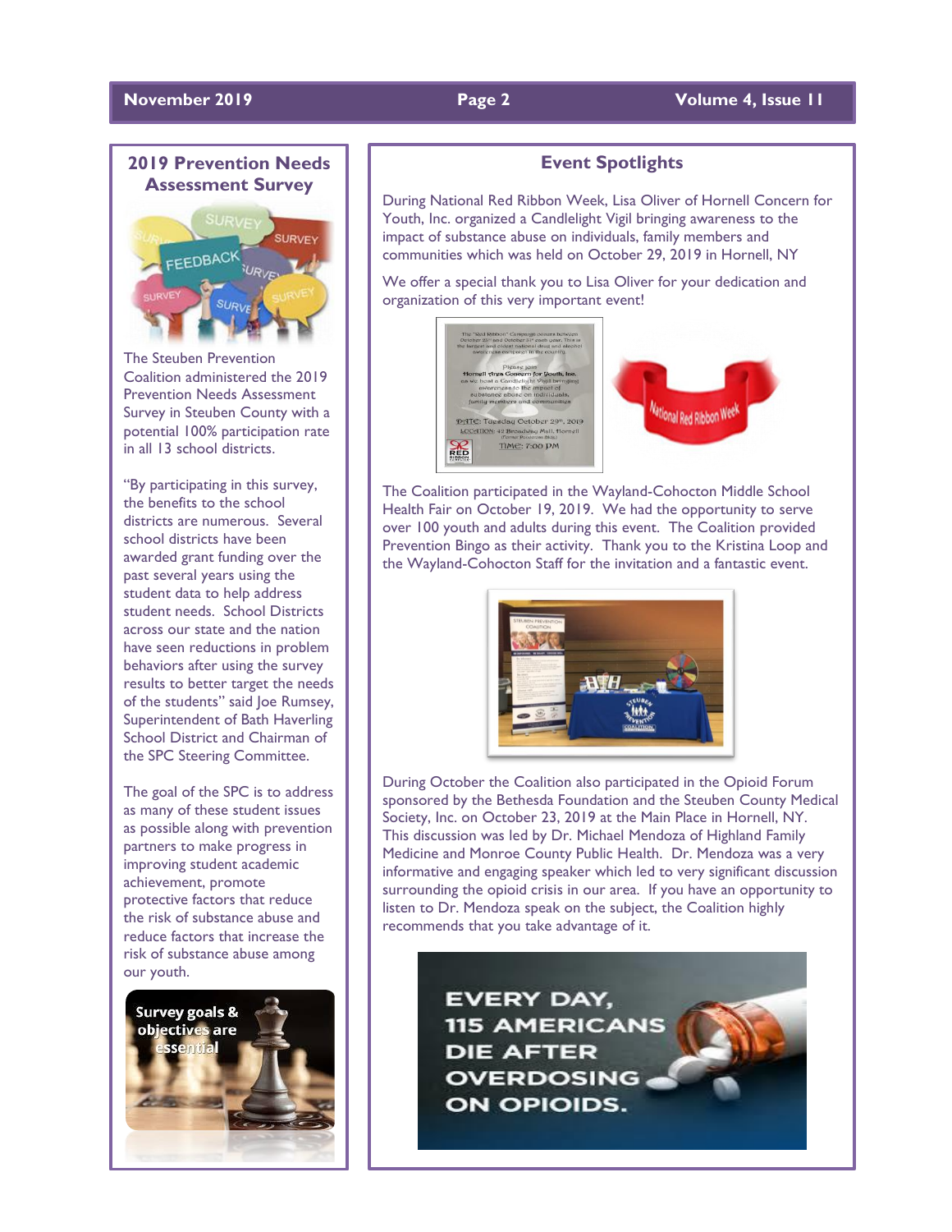## 2019 Prevention Needs Assessment Survey

The Steuben Prevention Coalition administered the 2019 Prevention Needs Assessment Survey in Steuben County with a potential 100% participation rate in all 13 school districts.

"By participating in this survey, the benefits to the school districts are numerous. Several school districts have been awarded grant funding over the past several years using the student data to help address student needs. School Districts across our state and the nation have seen reductions in problem behaviors after using the survey results to better target the needs of the students" said Joe Rumsey, Superintendent of Bath Haverling School District and Chairman of the SPC Steering Committee.

The goal of the SPC is to address as many of these student issues as possible along with prevention partners to make progress in improving student academic achievement, promote protective factors that reduce the risk of substance abuse and reduce factors that increase the risk of substance abuse among our youth.

## Event Spotlights

During National Red Ribbon Week, Lisa Oliver of Hornell Concern for Youth, Inc. organized a Candlelight Vigil bringing awareness to the impact of substance abuse on individuals, family members and communities which was held on October 29, 2019 in Hornell, NY

We offer a special thank you to Lisa Oliver for your dedication and organization of this very important event!

The Coalition participated in the Wayland-Cohocton Middle School Health Fair on October 19, 2019. We had the opportunity to serve over 100 youth and adults during this event. The Coalition provided Prevention Bingo as their activity. Thank you to the Kristina Loop and the Wayland-Cohocton Staff for the invitation and a fantastic event.

During October the Coalition also participated in the Opioid Forum sponsored by the Bethesda Foundation and the Steuben County Medical Society, Inc. on October 23, 2019 at the Main Place in Hornell, NY. This discussion was led by Dr. Michael Mendoza of Highland Family Medicine and Monroe County Public Health. Dr. Mendoza was a very informative and engaging speaker which led to very significant discussion surrounding the opioid crisis in our area. If you have an opportunity to listen to Dr. Mendoza speak on the subject, the Coalition highly recommends that you take advantage of it.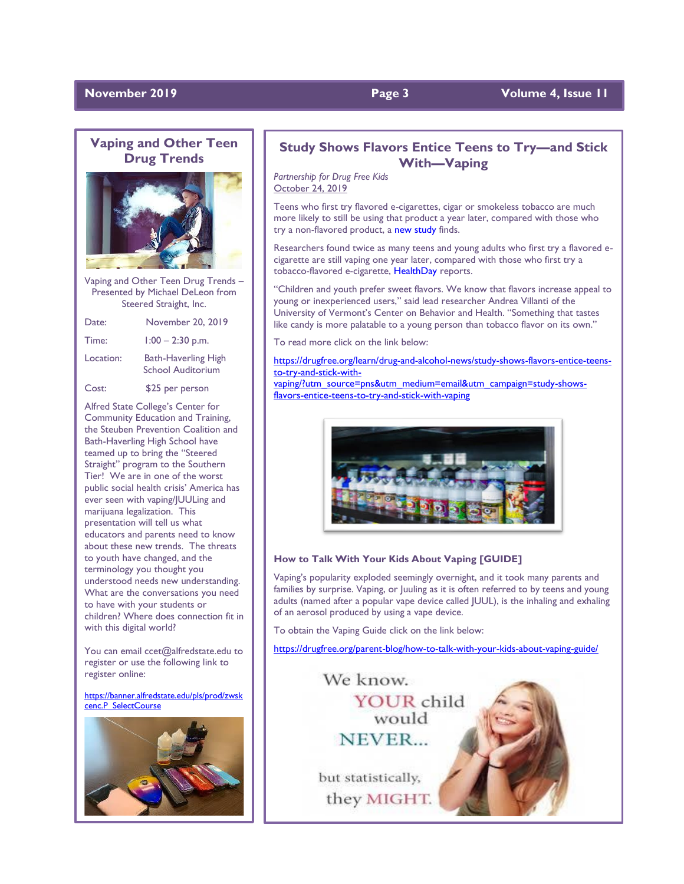## Vaping and Other Teen Drug Trends

Vaping and Other Teen Drug Trends – Presented by Michael DeLeon from Steered Straight, Inc.

| | |
|---|---|
| Date: | November 20, 2019 |
| Time: | 1:00 – 2:30 p.m. |
| Location: | Bath-Haverling High School Auditorium |
| Cost: | $25 per person |

Alfred State College's Center for Community Education and Training, the Steuben Prevention Coalition and Bath-Haverling High School have teamed up to bring the "Steered Straight" program to the Southern Tier! We are in one of the worst public social health crisis' America has ever seen with vaping/JUULing and marijuana legalization. This presentation will tell us what educators and parents need to know about these new trends. The threats to youth have changed, and the terminology you thought you understood needs new understanding. What are the conversations you need to have with your students or children? Where does connection fit in with this digital world?

You can email ccet@alfredstate.edu to register or use the following link to register online:

https://banner.alfredstate.edu/pls/prod/zwskcenc.P_SelectCourse

## Study Shows Flavors Entice Teens to Try—and Stick With—Vaping

*Partnership for Drug Free Kids*
October 24, 2019

Teens who first try flavored e-cigarettes, cigar or smokeless tobacco are much more likely to still be using that product a year later, compared with those who try a non-flavored product, a new study finds.

Researchers found twice as many teens and young adults who first try a flavored e-cigarette are still vaping one year later, compared with those who first try a tobacco-flavored e-cigarette, HealthDay reports.

"Children and youth prefer sweet flavors. We know that flavors increase appeal to young or inexperienced users," said lead researcher Andrea Villanti of the University of Vermont's Center on Behavior and Health. "Something that tastes like candy is more palatable to a young person than tobacco flavor on its own."

To read more click on the link below:

https://drugfree.org/learn/drug-and-alcohol-news/study-shows-flavors-entice-teens-to-try-and-stick-with-vaping/?utm_source=pns&utm_medium=email&utm_campaign=study-shows-flavors-entice-teens-to-try-and-stick-with-vaping

### How to Talk With Your Kids About Vaping [GUIDE]

Vaping's popularity exploded seemingly overnight, and it took many parents and families by surprise. Vaping, or Juuling as it is often referred to by teens and young adults (named after a popular vape device called JUUL), is the inhaling and exhaling of an aerosol produced by using a vape device.

To obtain the Vaping Guide click on the link below:

https://drugfree.org/parent-blog/how-to-talk-with-your-kids-about-vaping-guide/

We know. YOUR child would NEVER... but statistically, they MIGHT.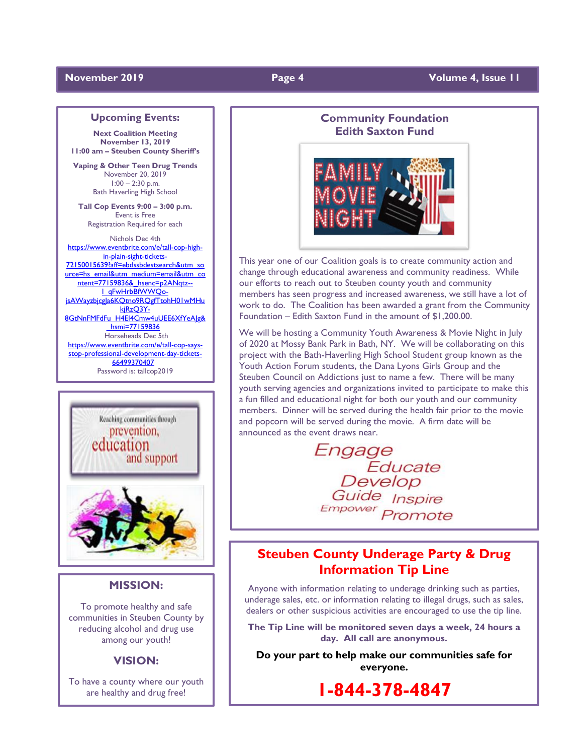## Upcoming Events:

**Next Coalition Meeting**
**November 13, 2019**
**11:00 am – Steuben County Sheriff's**

**Vaping & Other Teen Drug Trends**
November 20, 2019
1:00 – 2:30 p.m.
Bath Haverling High School

**Tall Cop Events 9:00 – 3:00 p.m.**
Event is Free
Registration Required for each

Nichols Dec 4th
https://www.eventbrite.com/e/tall-cop-high-in-plain-sight-tickets-72150015639?aff=ebdssbdestsearch&utm_source=hs_email&utm_medium=email&utm_content=77159836&_hsenc=p2ANqtz--l_qFwHrbBfWWQo-jsAWayzbjcgJa6KQtno9RQgfTtohH01wMHukjRzQ3Y-8GtNnFMFdFu_H4El4Cmw4uUEE6XfYeAJg&_hsmi=77159836
Horseheads Dec 5th
https://www.eventbrite.com/e/tall-cop-says-stop-professional-development-day-tickets-66499370407
Password is: tallcop2019

Reaching communities through prevention, education and support

## MISSION:

To promote healthy and safe communities in Steuben County by reducing alcohol and drug use among our youth!

## VISION:

To have a county where our youth are healthy and drug free!

## Community Foundation Edith Saxton Fund

FAMILY MOVIE NIGHT

This year one of our Coalition goals is to create community action and change through educational awareness and community readiness. While our efforts to reach out to Steuben county youth and community members has seen progress and increased awareness, we still have a lot of work to do. The Coalition has been awarded a grant from the Community Foundation – Edith Saxton Fund in the amount of $1,200.00.

We will be hosting a Community Youth Awareness & Movie Night in July of 2020 at Mossy Bank Park in Bath, NY. We will be collaborating on this project with the Bath-Haverling High School Student group known as the Youth Action Forum students, the Dana Lyons Girls Group and the Steuben Council on Addictions just to name a few. There will be many youth serving agencies and organizations invited to participate to make this a fun filled and educational night for both our youth and our community members. Dinner will be served during the health fair prior to the movie and popcorn will be served during the movie. A firm date will be announced as the event draws near.

Engage Educate Develop Guide Inspire Empower Promote

## Steuben County Underage Party & Drug Information Tip Line

Anyone with information relating to underage drinking such as parties, underage sales, etc. or information relating to illegal drugs, such as sales, dealers or other suspicious activities are encouraged to use the tip line.

**The Tip Line will be monitored seven days a week, 24 hours a day. All call are anonymous.**

**Do your part to help make our communities safe for everyone.**

**1-844-378-4847**